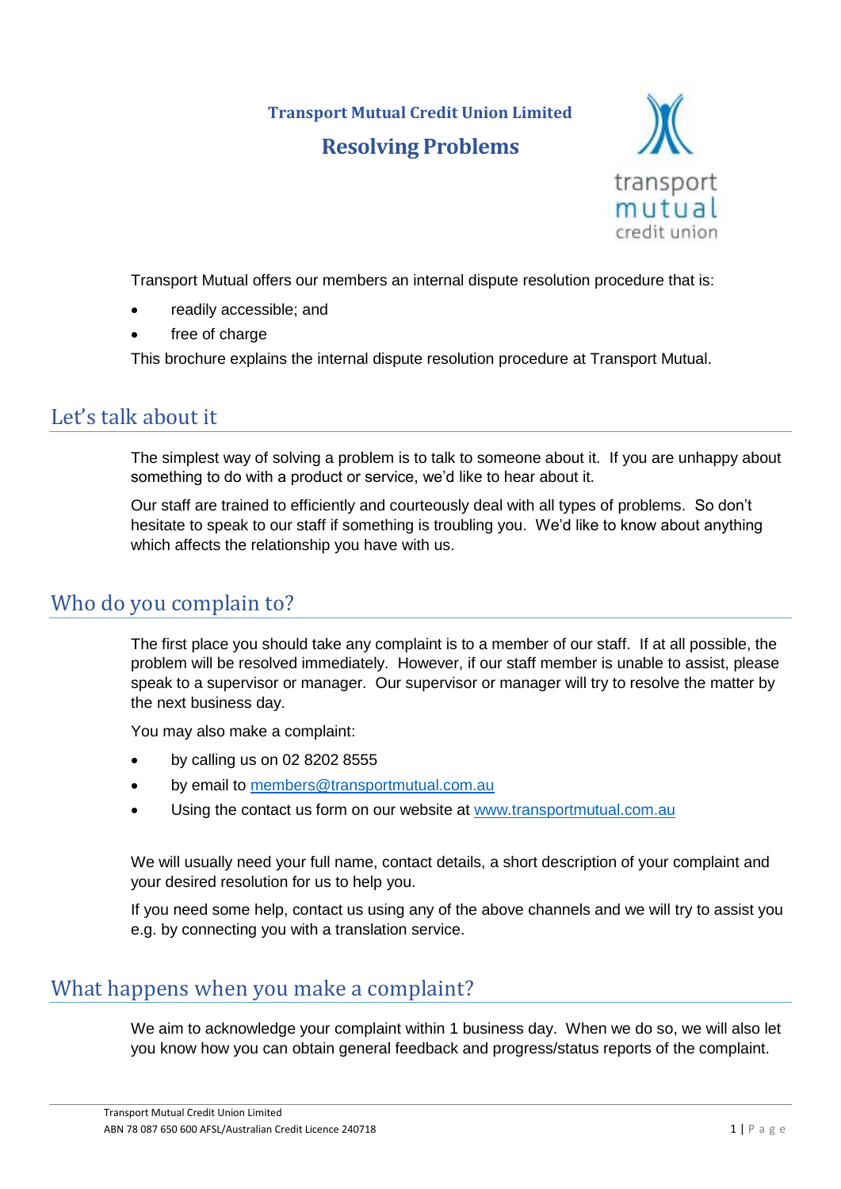**Transport Mutual Credit Union Limited**

# Resolving Problems

Transport Mutual offers our members an internal dispute resolution procedure that is:

- readily accessible; and
- free of charge

This brochure explains the internal dispute resolution procedure at Transport Mutual.

## Let's talk about it

The simplest way of solving a problem is to talk to someone about it. If you are unhappy about something to do with a product or service, we'd like to hear about it.

Our staff are trained to efficiently and courteously deal with all types of problems. So don't hesitate to speak to our staff if something is troubling you. We'd like to know about anything which affects the relationship you have with us.

## Who do you complain to?

The first place you should take any complaint is to a member of our staff. If at all possible, the problem will be resolved immediately. However, if our staff member is unable to assist, please speak to a supervisor or manager. Our supervisor or manager will try to resolve the matter by the next business day.

You may also make a complaint:

- by calling us on 02 8202 8555
- by email to members@transportmutual.com.au
- Using the contact us form on our website at www.transportmutual.com.au

We will usually need your full name, contact details, a short description of your complaint and your desired resolution for us to help you.

If you need some help, contact us using any of the above channels and we will try to assist you e.g. by connecting you with a translation service.

## What happens when you make a complaint?

We aim to acknowledge your complaint within 1 business day. When we do so, we will also let you know how you can obtain general feedback and progress/status reports of the complaint.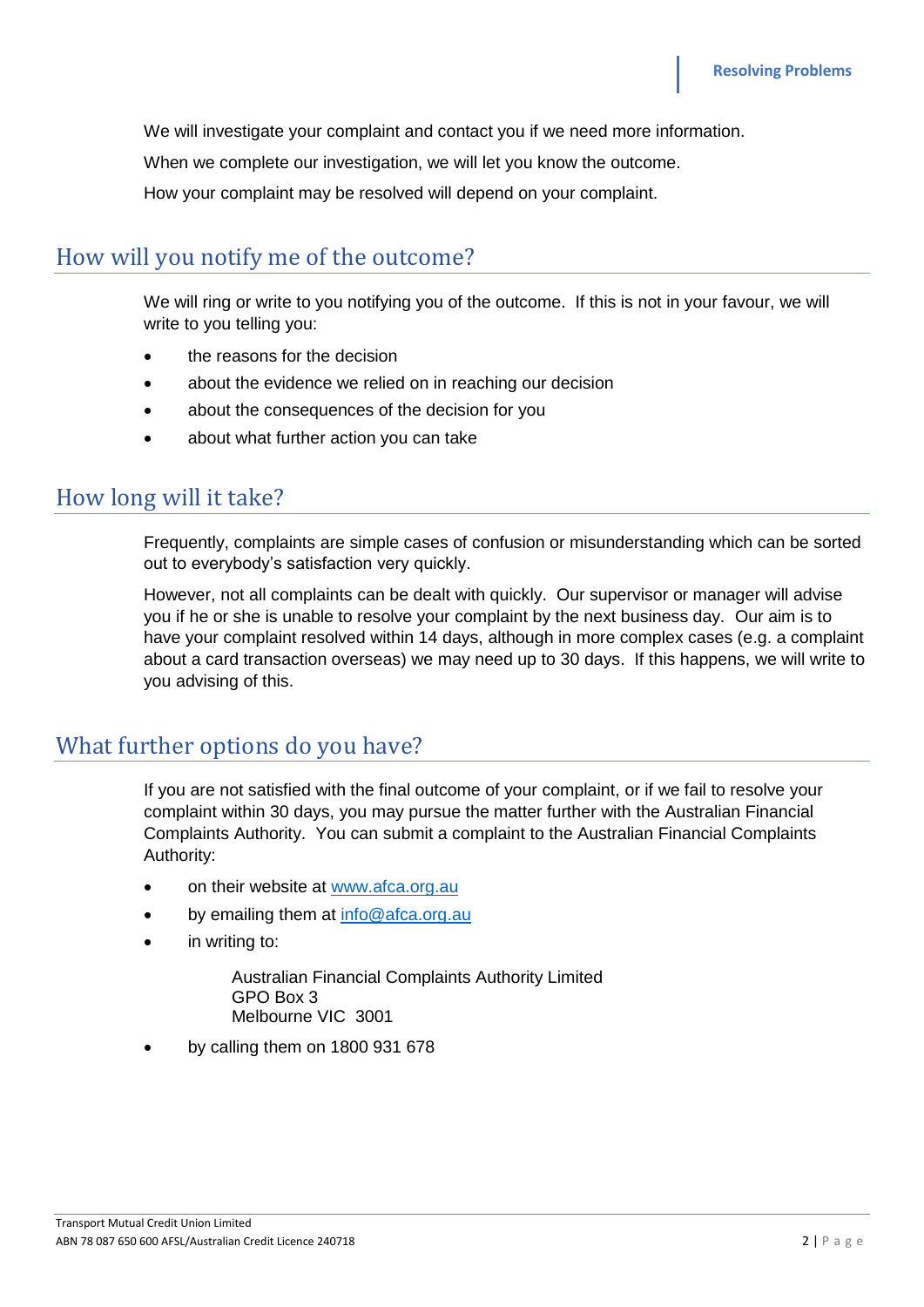We will investigate your complaint and contact you if we need more information.

When we complete our investigation, we will let you know the outcome.

How your complaint may be resolved will depend on your complaint.

## How will you notify me of the outcome?

We will ring or write to you notifying you of the outcome. If this is not in your favour, we will write to you telling you:

- the reasons for the decision
- about the evidence we relied on in reaching our decision
- about the consequences of the decision for you
- about what further action you can take

## How long will it take?

Frequently, complaints are simple cases of confusion or misunderstanding which can be sorted out to everybody's satisfaction very quickly.

However, not all complaints can be dealt with quickly. Our supervisor or manager will advise you if he or she is unable to resolve your complaint by the next business day. Our aim is to have your complaint resolved within 14 days, although in more complex cases (e.g. a complaint about a card transaction overseas) we may need up to 30 days. If this happens, we will write to you advising of this.

## What further options do you have?

If you are not satisfied with the final outcome of your complaint, or if we fail to resolve your complaint within 30 days, you may pursue the matter further with the Australian Financial Complaints Authority. You can submit a complaint to the Australian Financial Complaints Authority:

- on their website at www.afca.org.au
- by emailing them at info@afca.org.au
- in writing to:

  Australian Financial Complaints Authority Limited
  GPO Box 3
  Melbourne VIC 3001

- by calling them on 1800 931 678

Transport Mutual Credit Union Limited
ABN 78 087 650 600 AFSL/Australian Credit Licence 240718